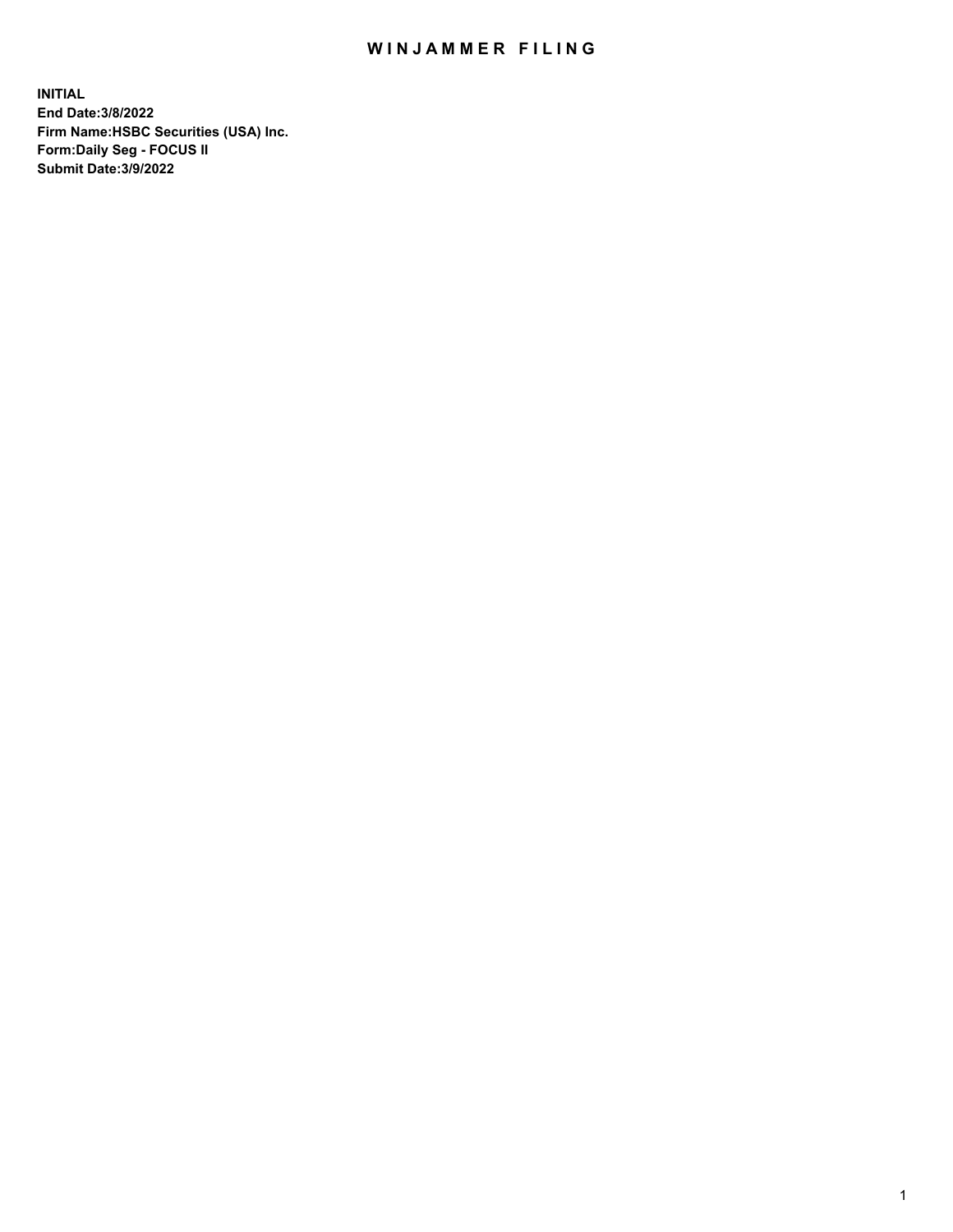# WINJAMMER FILING

**INITIAL**
**End Date:3/8/2022**
**Firm Name:HSBC Securities (USA) Inc.**
**Form:Daily Seg - FOCUS II**
**Submit Date:3/9/2022**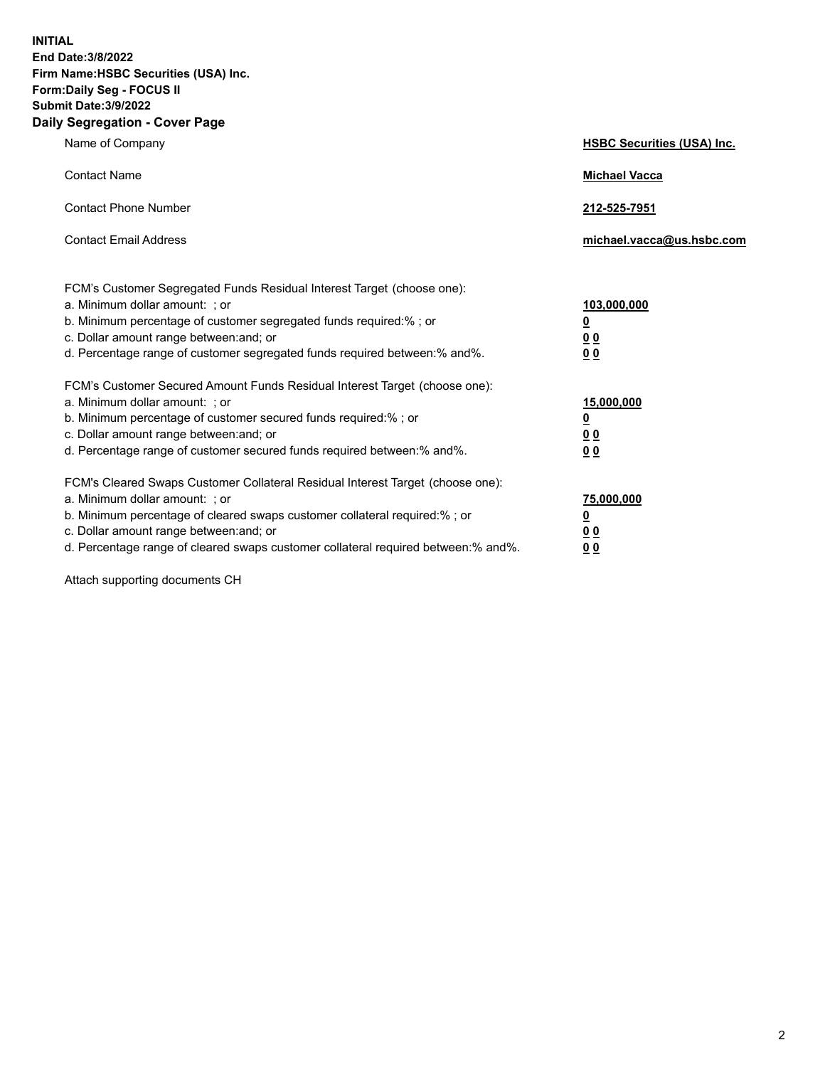**INITIAL**
**End Date:3/8/2022**
**Firm Name:HSBC Securities (USA) Inc.**
**Form:Daily Seg - FOCUS II**
**Submit Date:3/9/2022**

## Daily Segregation - Cover Page

| | |
|---|---|
| Name of Company | **HSBC Securities (USA) Inc.** |
| Contact Name | **Michael Vacca** |
| Contact Phone Number | **212-525-7951** |
| Contact Email Address | **michael.vacca@us.hsbc.com** |

| | |
|---|---|
| FCM's Customer Segregated Funds Residual Interest Target (choose one): | |
| a. Minimum dollar amount: ; or | **103,000,000** |
| b. Minimum percentage of customer segregated funds required:% ; or | **0** |
| c. Dollar amount range between:and; or | **0 0** |
| d. Percentage range of customer segregated funds required between:% and%. | **0 0** |
| FCM's Customer Secured Amount Funds Residual Interest Target (choose one): | |
| a. Minimum dollar amount: ; or | **15,000,000** |
| b. Minimum percentage of customer secured funds required:% ; or | **0** |
| c. Dollar amount range between:and; or | **0 0** |
| d. Percentage range of customer secured funds required between:% and%. | **0 0** |
| FCM's Cleared Swaps Customer Collateral Residual Interest Target (choose one): | |
| a. Minimum dollar amount: ; or | **75,000,000** |
| b. Minimum percentage of cleared swaps customer collateral required:% ; or | **0** |
| c. Dollar amount range between:and; or | **0 0** |
| d. Percentage range of cleared swaps customer collateral required between:% and%. | **0 0** |

Attach supporting documents CH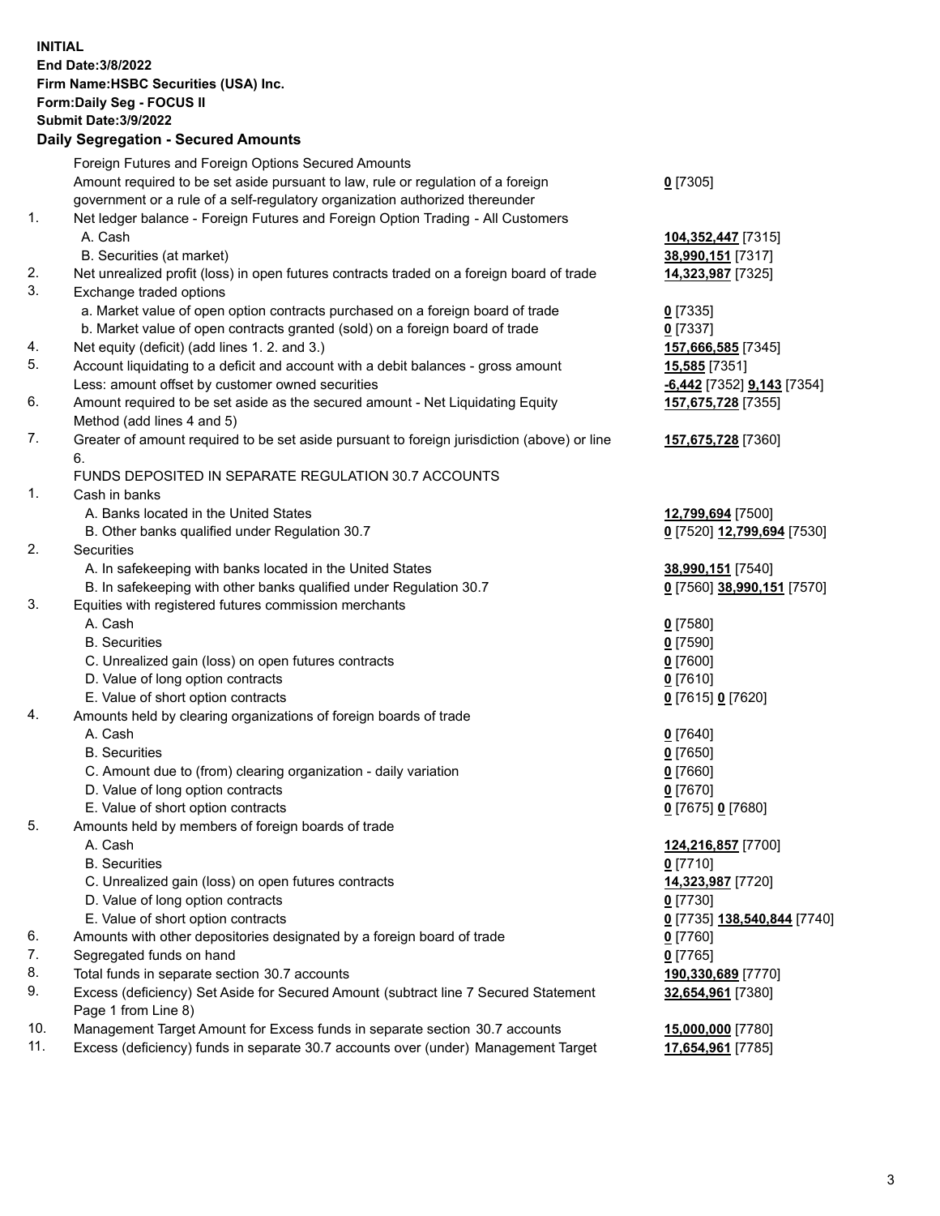**INITIAL**
**End Date:3/8/2022**
**Firm Name:HSBC Securities (USA) Inc.**
**Form:Daily Seg - FOCUS II**
**Submit Date:3/9/2022**

## Daily Segregation - Secured Amounts

| | | |
|---|---|---|
| | Foreign Futures and Foreign Options Secured Amounts | |
| | Amount required to be set aside pursuant to law, rule or regulation of a foreign government or a rule of a self-regulatory organization authorized thereunder | **0** [7305] |
| 1. | Net ledger balance - Foreign Futures and Foreign Option Trading - All Customers | |
| | A. Cash | **104,352,447** [7315] |
| | B. Securities (at market) | **38,990,151** [7317] |
| 2. | Net unrealized profit (loss) in open futures contracts traded on a foreign board of trade | **14,323,987** [7325] |
| 3. | Exchange traded options | |
| | a. Market value of open option contracts purchased on a foreign board of trade | **0** [7335] |
| | b. Market value of open contracts granted (sold) on a foreign board of trade | **0** [7337] |
| 4. | Net equity (deficit) (add lines 1. 2. and 3.) | **157,666,585** [7345] |
| 5. | Account liquidating to a deficit and account with a debit balances - gross amount | **15,585** [7351] |
| | Less: amount offset by customer owned securities | **-6,442** [7352] **9,143** [7354] |
| 6. | Amount required to be set aside as the secured amount - Net Liquidating Equity Method (add lines 4 and 5) | **157,675,728** [7355] |
| 7. | Greater of amount required to be set aside pursuant to foreign jurisdiction (above) or line 6. | **157,675,728** [7360] |
| | FUNDS DEPOSITED IN SEPARATE REGULATION 30.7 ACCOUNTS | |
| 1. | Cash in banks | |
| | A. Banks located in the United States | **12,799,694** [7500] |
| | B. Other banks qualified under Regulation 30.7 | **0** [7520] **12,799,694** [7530] |
| 2. | Securities | |
| | A. In safekeeping with banks located in the United States | **38,990,151** [7540] |
| | B. In safekeeping with other banks qualified under Regulation 30.7 | **0** [7560] **38,990,151** [7570] |
| 3. | Equities with registered futures commission merchants | |
| | A. Cash | **0** [7580] |
| | B. Securities | **0** [7590] |
| | C. Unrealized gain (loss) on open futures contracts | **0** [7600] |
| | D. Value of long option contracts | **0** [7610] |
| | E. Value of short option contracts | **0** [7615] **0** [7620] |
| 4. | Amounts held by clearing organizations of foreign boards of trade | |
| | A. Cash | **0** [7640] |
| | B. Securities | **0** [7650] |
| | C. Amount due to (from) clearing organization - daily variation | **0** [7660] |
| | D. Value of long option contracts | **0** [7670] |
| | E. Value of short option contracts | **0** [7675] **0** [7680] |
| 5. | Amounts held by members of foreign boards of trade | |
| | A. Cash | **124,216,857** [7700] |
| | B. Securities | **0** [7710] |
| | C. Unrealized gain (loss) on open futures contracts | **14,323,987** [7720] |
| | D. Value of long option contracts | **0** [7730] |
| | E. Value of short option contracts | **0** [7735] **138,540,844** [7740] |
| 6. | Amounts with other depositories designated by a foreign board of trade | **0** [7760] |
| 7. | Segregated funds on hand | **0** [7765] |
| 8. | Total funds in separate section 30.7 accounts | **190,330,689** [7770] |
| 9. | Excess (deficiency) Set Aside for Secured Amount (subtract line 7 Secured Statement Page 1 from Line 8) | **32,654,961** [7380] |
| 10. | Management Target Amount for Excess funds in separate section 30.7 accounts | **15,000,000** [7780] |
| 11. | Excess (deficiency) funds in separate 30.7 accounts over (under) Management Target | **17,654,961** [7785] |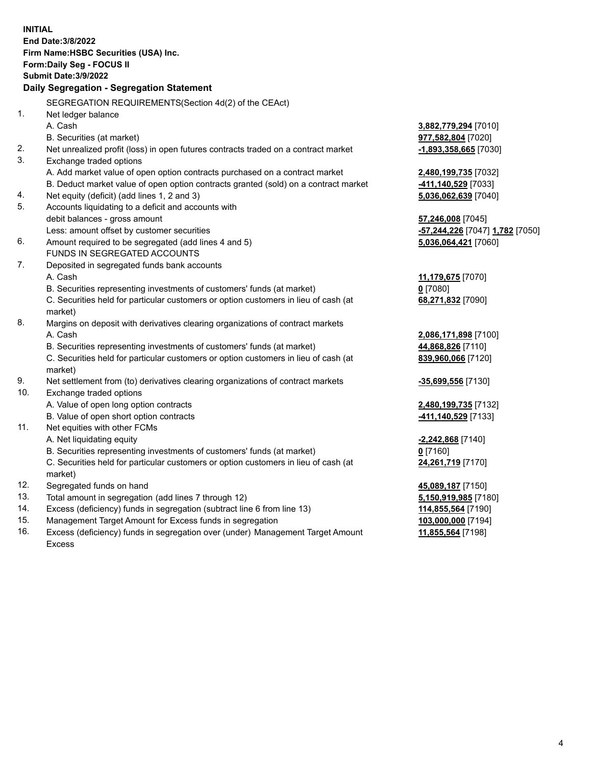**INITIAL**
**End Date:3/8/2022**
**Firm Name:HSBC Securities (USA) Inc.**
**Form:Daily Seg - FOCUS II**
**Submit Date:3/9/2022**

### Daily Segregation - Segregation Statement

| | | |
|---|---|---|
| | SEGREGATION REQUIREMENTS(Section 4d(2) of the CEAct) | |
| 1. | Net ledger balance | |
| | A. Cash | **3,882,779,294** [7010] |
| | B. Securities (at market) | **977,582,804** [7020] |
| 2. | Net unrealized profit (loss) in open futures contracts traded on a contract market | **-1,893,358,665** [7030] |
| 3. | Exchange traded options | |
| | A. Add market value of open option contracts purchased on a contract market | **2,480,199,735** [7032] |
| | B. Deduct market value of open option contracts granted (sold) on a contract market | **-411,140,529** [7033] |
| 4. | Net equity (deficit) (add lines 1, 2 and 3) | **5,036,062,639** [7040] |
| 5. | Accounts liquidating to a deficit and accounts with debit balances - gross amount | **57,246,008** [7045] |
| | Less: amount offset by customer securities | **-57,244,226** [7047] **1,782** [7050] |
| 6. | Amount required to be segregated (add lines 4 and 5) | **5,036,064,421** [7060] |
| | FUNDS IN SEGREGATED ACCOUNTS | |
| 7. | Deposited in segregated funds bank accounts | |
| | A. Cash | **11,179,675** [7070] |
| | B. Securities representing investments of customers' funds (at market) | **0** [7080] |
| | C. Securities held for particular customers or option customers in lieu of cash (at market) | **68,271,832** [7090] |
| 8. | Margins on deposit with derivatives clearing organizations of contract markets | |
| | A. Cash | **2,086,171,898** [7100] |
| | B. Securities representing investments of customers' funds (at market) | **44,868,826** [7110] |
| | C. Securities held for particular customers or option customers in lieu of cash (at market) | **839,960,066** [7120] |
| 9. | Net settlement from (to) derivatives clearing organizations of contract markets | **-35,699,556** [7130] |
| 10. | Exchange traded options | |
| | A. Value of open long option contracts | **2,480,199,735** [7132] |
| | B. Value of open short option contracts | **-411,140,529** [7133] |
| 11. | Net equities with other FCMs | |
| | A. Net liquidating equity | **-2,242,868** [7140] |
| | B. Securities representing investments of customers' funds (at market) | **0** [7160] |
| | C. Securities held for particular customers or option customers in lieu of cash (at market) | **24,261,719** [7170] |
| 12. | Segregated funds on hand | **45,089,187** [7150] |
| 13. | Total amount in segregation (add lines 7 through 12) | **5,150,919,985** [7180] |
| 14. | Excess (deficiency) funds in segregation (subtract line 6 from line 13) | **114,855,564** [7190] |
| 15. | Management Target Amount for Excess funds in segregation | **103,000,000** [7194] |
| 16. | Excess (deficiency) funds in segregation over (under) Management Target Amount Excess | **11,855,564** [7198] |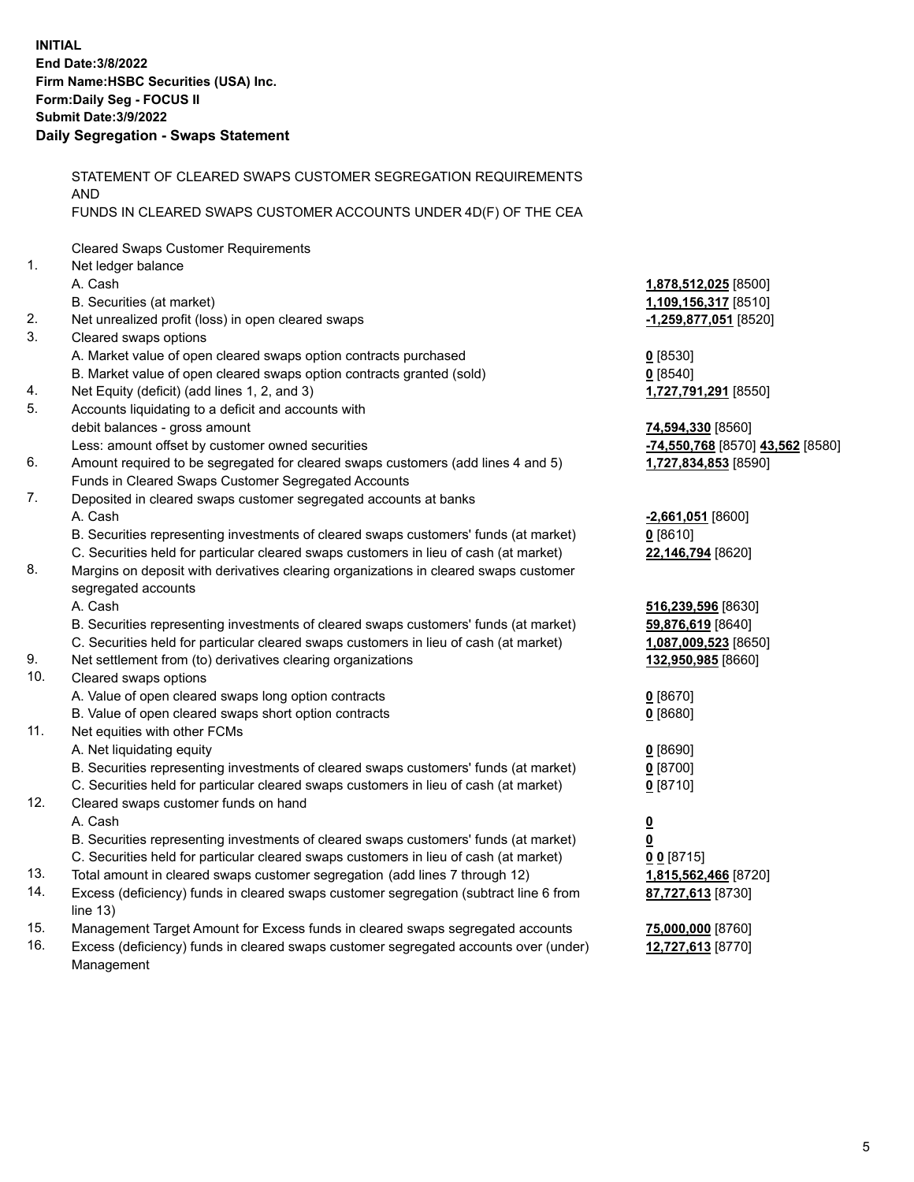**INITIAL**
**End Date:3/8/2022**
**Firm Name:HSBC Securities (USA) Inc.**
**Form:Daily Seg - FOCUS II**
**Submit Date:3/9/2022**
**Daily Segregation - Swaps Statement**

STATEMENT OF CLEARED SWAPS CUSTOMER SEGREGATION REQUIREMENTS AND
FUNDS IN CLEARED SWAPS CUSTOMER ACCOUNTS UNDER 4D(F) OF THE CEA

| | | |
|---|---|---|
| | Cleared Swaps Customer Requirements | |
| 1. | Net ledger balance | |
| | A. Cash | **1,878,512,025** [8500] |
| | B. Securities (at market) | **1,109,156,317** [8510] |
| 2. | Net unrealized profit (loss) in open cleared swaps | **-1,259,877,051** [8520] |
| 3. | Cleared swaps options | |
| | A. Market value of open cleared swaps option contracts purchased | **0** [8530] |
| | B. Market value of open cleared swaps option contracts granted (sold) | **0** [8540] |
| 4. | Net Equity (deficit) (add lines 1, 2, and 3) | **1,727,791,291** [8550] |
| 5. | Accounts liquidating to a deficit and accounts with debit balances - gross amount | **74,594,330** [8560] |
| | Less: amount offset by customer owned securities | **-74,550,768** [8570] **43,562** [8580] |
| 6. | Amount required to be segregated for cleared swaps customers (add lines 4 and 5) | **1,727,834,853** [8590] |
| | Funds in Cleared Swaps Customer Segregated Accounts | |
| 7. | Deposited in cleared swaps customer segregated accounts at banks | |
| | A. Cash | **-2,661,051** [8600] |
| | B. Securities representing investments of cleared swaps customers' funds (at market) | **0** [8610] |
| | C. Securities held for particular cleared swaps customers in lieu of cash (at market) | **22,146,794** [8620] |
| 8. | Margins on deposit with derivatives clearing organizations in cleared swaps customer segregated accounts | |
| | A. Cash | **516,239,596** [8630] |
| | B. Securities representing investments of cleared swaps customers' funds (at market) | **59,876,619** [8640] |
| | C. Securities held for particular cleared swaps customers in lieu of cash (at market) | **1,087,009,523** [8650] |
| 9. | Net settlement from (to) derivatives clearing organizations | **132,950,985** [8660] |
| 10. | Cleared swaps options | |
| | A. Value of open cleared swaps long option contracts | **0** [8670] |
| | B. Value of open cleared swaps short option contracts | **0** [8680] |
| 11. | Net equities with other FCMs | |
| | A. Net liquidating equity | **0** [8690] |
| | B. Securities representing investments of cleared swaps customers' funds (at market) | **0** [8700] |
| | C. Securities held for particular cleared swaps customers in lieu of cash (at market) | **0** [8710] |
| 12. | Cleared swaps customer funds on hand | |
| | A. Cash | **0** |
| | B. Securities representing investments of cleared swaps customers' funds (at market) | **0** |
| | C. Securities held for particular cleared swaps customers in lieu of cash (at market) | **0** **0** [8715] |
| 13. | Total amount in cleared swaps customer segregation (add lines 7 through 12) | **1,815,562,466** [8720] |
| 14. | Excess (deficiency) funds in cleared swaps customer segregation (subtract line 6 from line 13) | **87,727,613** [8730] |
| 15. | Management Target Amount for Excess funds in cleared swaps segregated accounts | **75,000,000** [8760] |
| 16. | Excess (deficiency) funds in cleared swaps customer segregated accounts over (under) Management | **12,727,613** [8770] |